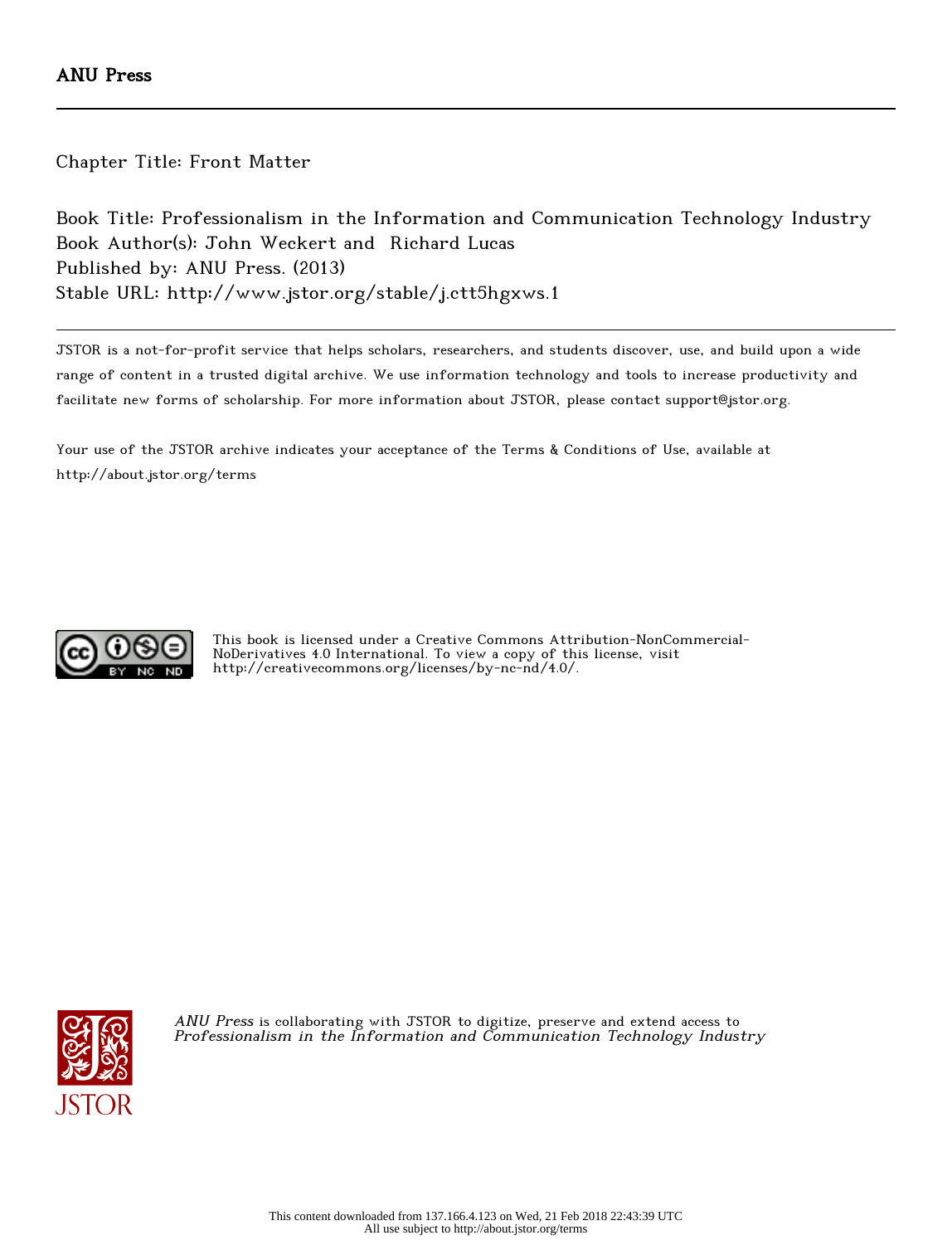ANU Press

Chapter Title: Front Matter

Book Title: Professionalism in the Information and Communication Technology Industry
Book Author(s): John Weckert and Richard Lucas
Published by: ANU Press. (2013)
Stable URL: http://www.jstor.org/stable/j.ctt5hgxws.1

JSTOR is a not-for-profit service that helps scholars, researchers, and students discover, use, and build upon a wide range of content in a trusted digital archive. We use information technology and tools to increase productivity and facilitate new forms of scholarship. For more information about JSTOR, please contact support@jstor.org.

Your use of the JSTOR archive indicates your acceptance of the Terms & Conditions of Use, available at http://about.jstor.org/terms

This book is licensed under a Creative Commons Attribution-NonCommercial-NoDerivatives 4.0 International. To view a copy of this license, visit http://creativecommons.org/licenses/by-nc-nd/4.0/.

*ANU Press* is collaborating with JSTOR to digitize, preserve and extend access to *Professionalism in the Information and Communication Technology Industry*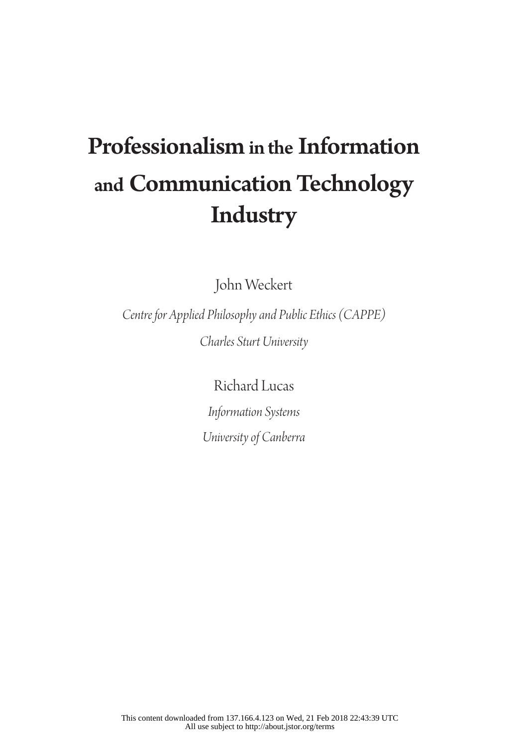# Professionalism in the Information and Communication Technology Industry

John Weckert

*Centre for Applied Philosophy and Public Ethics (CAPPE)*

*Charles Sturt University*

Richard Lucas

*Information Systems*

*University of Canberra*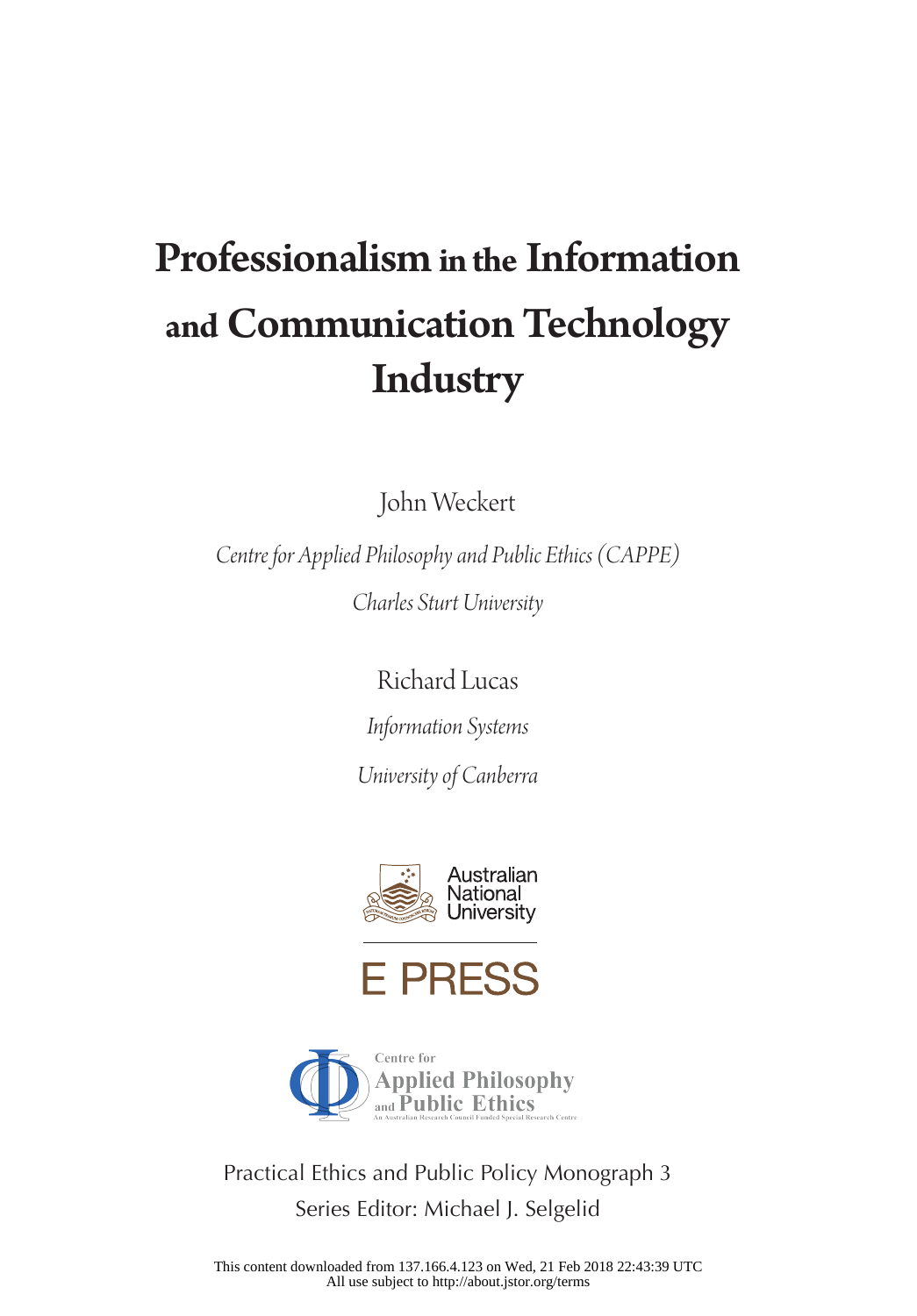# Professionalism in the Information and Communication Technology Industry

John Weckert

*Centre for Applied Philosophy and Public Ethics (CAPPE)*

*Charles Sturt University*

Richard Lucas

*Information Systems*

*University of Canberra*

Australian National University

E PRESS

Centre for Applied Philosophy and Public Ethics

An Australian Research Council Funded Special Research Centre

Practical Ethics and Public Policy Monograph 3

Series Editor: Michael J. Selgelid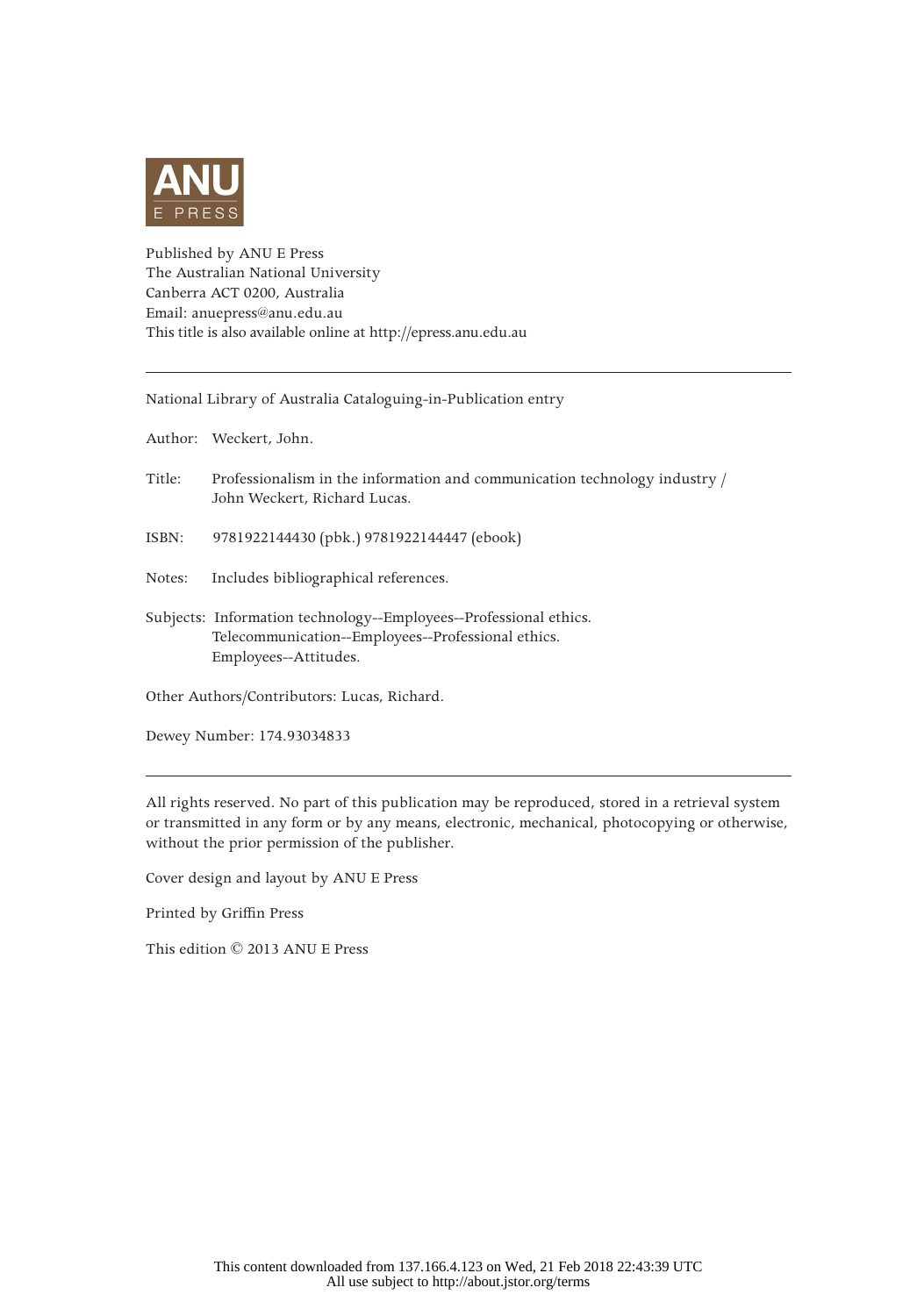ANU E PRESS

Published by ANU E Press
The Australian National University
Canberra ACT 0200, Australia
Email: anuepress@anu.edu.au
This title is also available online at http://epress.anu.edu.au

---

National Library of Australia Cataloguing-in-Publication entry

Author: Weckert, John.

Title: Professionalism in the information and communication technology industry / John Weckert, Richard Lucas.

ISBN: 9781922144430 (pbk.) 9781922144447 (ebook)

Notes: Includes bibliographical references.

Subjects: Information technology--Employees--Professional ethics.
Telecommunication--Employees--Professional ethics.
Employees--Attitudes.

Other Authors/Contributors: Lucas, Richard.

Dewey Number: 174.93034833

---

All rights reserved. No part of this publication may be reproduced, stored in a retrieval system or transmitted in any form or by any means, electronic, mechanical, photocopying or otherwise, without the prior permission of the publisher.

Cover design and layout by ANU E Press

Printed by Griffin Press

This edition © 2013 ANU E Press

This content downloaded from 137.166.4.123 on Wed, 21 Feb 2018 22:43:39 UTC
All use subject to http://about.jstor.org/terms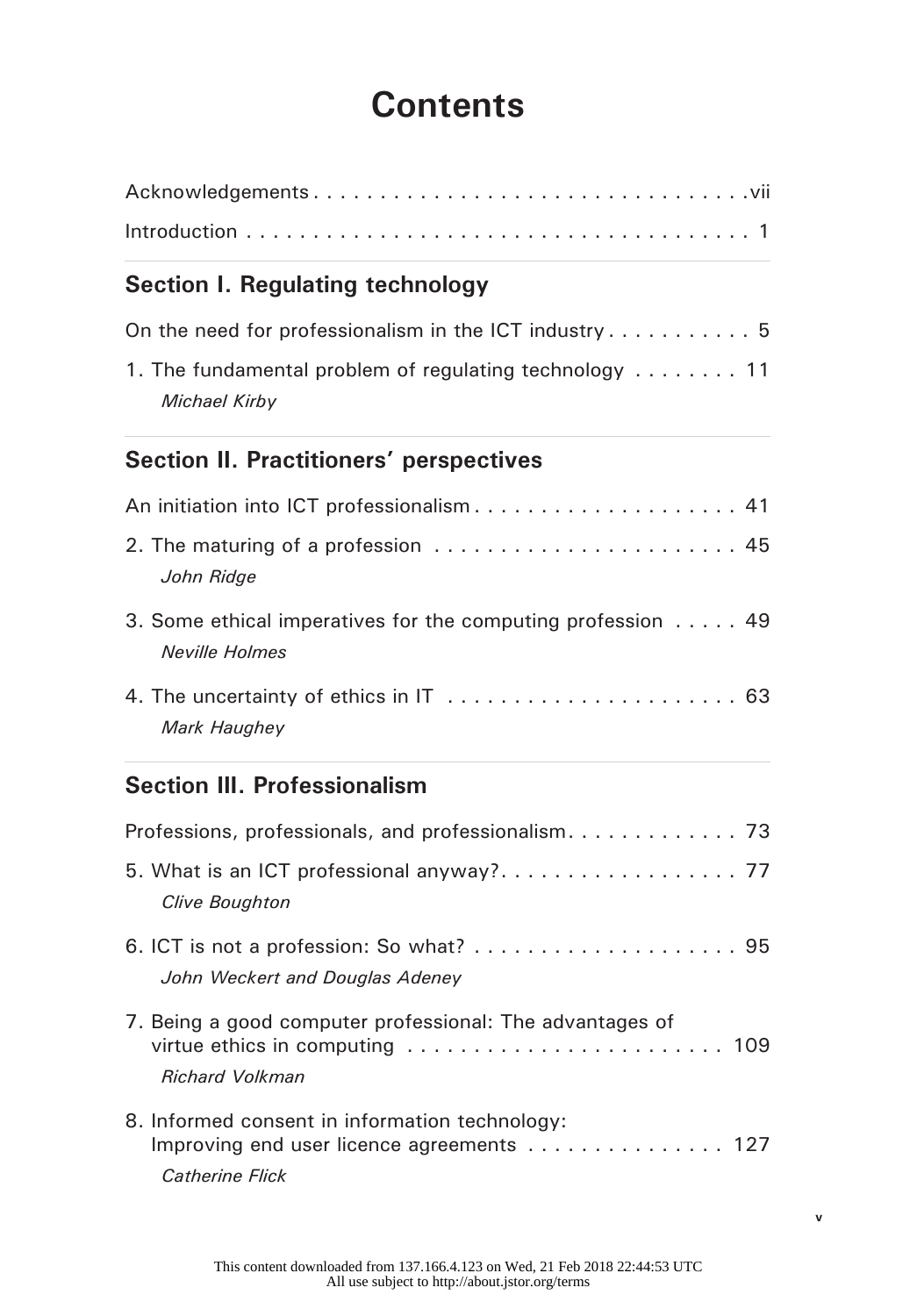# Contents

Acknowledgements . . . . . . . . . . . . . . . . . . . . . . . . . . . . . . . . . vii

Introduction . . . . . . . . . . . . . . . . . . . . . . . . . . . . . . . . . . . . . 1

## Section I. Regulating technology

On the need for professionalism in the ICT industry . . . . . . . . . . . 5

1. The fundamental problem of regulating technology . . . . . . . . 11
   *Michael Kirby*

## Section II. Practitioners' perspectives

An initiation into ICT professionalism . . . . . . . . . . . . . . . . . . . . 41

2. The maturing of a profession . . . . . . . . . . . . . . . . . . . . . . . 45
   *John Ridge*

3. Some ethical imperatives for the computing profession . . . . . 49
   *Neville Holmes*

4. The uncertainty of ethics in IT . . . . . . . . . . . . . . . . . . . . . . 63
   *Mark Haughey*

## Section III. Professionalism

Professions, professionals, and professionalism. . . . . . . . . . . . . 73

5. What is an ICT professional anyway?. . . . . . . . . . . . . . . . . . 77
   *Clive Boughton*

6. ICT is not a profession: So what? . . . . . . . . . . . . . . . . . . . . 95
   *John Weckert and Douglas Adeney*

7. Being a good computer professional: The advantages of virtue ethics in computing . . . . . . . . . . . . . . . . . . . . . . . . 109
   *Richard Volkman*

8. Informed consent in information technology: Improving end user licence agreements . . . . . . . . . . . . . . . 127
   *Catherine Flick*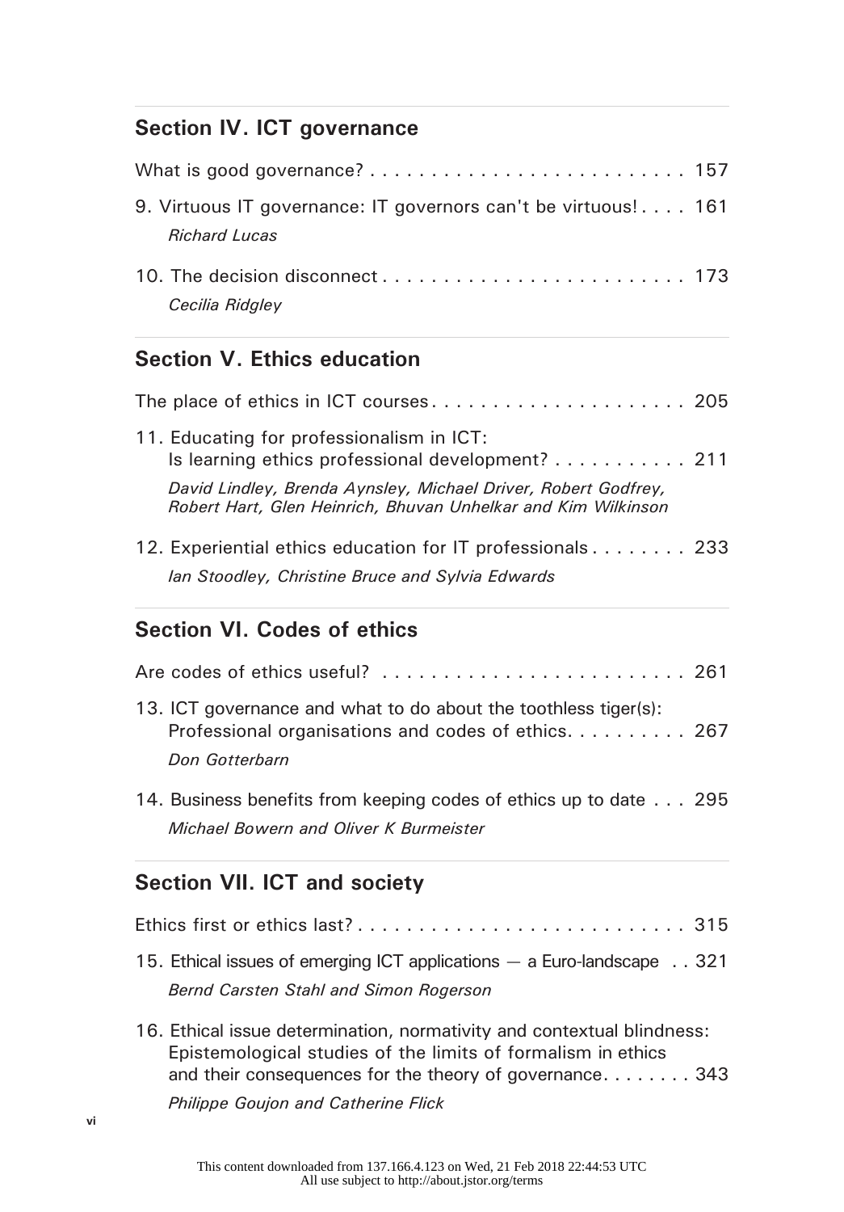## Section IV. ICT governance

What is good governance? . . . . . . . . . . . . . . . . . . . . . . . . . . 157

9. Virtuous IT governance: IT governors can't be virtuous! . . . . 161
   *Richard Lucas*

10. The decision disconnect . . . . . . . . . . . . . . . . . . . . . . . . . 173
    *Cecilia Ridgley*

## Section V. Ethics education

The place of ethics in ICT courses. . . . . . . . . . . . . . . . . . . . . 205

11. Educating for professionalism in ICT: Is learning ethics professional development? . . . . . . . . . . . 211
    *David Lindley, Brenda Aynsley, Michael Driver, Robert Godfrey, Robert Hart, Glen Heinrich, Bhuvan Unhelkar and Kim Wilkinson*

12. Experiential ethics education for IT professionals . . . . . . . . 233
    *Ian Stoodley, Christine Bruce and Sylvia Edwards*

## Section VI. Codes of ethics

Are codes of ethics useful? . . . . . . . . . . . . . . . . . . . . . . . . . 261

13. ICT governance and what to do about the toothless tiger(s): Professional organisations and codes of ethics. . . . . . . . . . 267
    *Don Gotterbarn*

14. Business benefits from keeping codes of ethics up to date . . . 295
    *Michael Bowern and Oliver K Burmeister*

## Section VII. ICT and society

Ethics first or ethics last? . . . . . . . . . . . . . . . . . . . . . . . . . . . 315

15. Ethical issues of emerging ICT applications — a Euro-landscape . . 321
    *Bernd Carsten Stahl and Simon Rogerson*

16. Ethical issue determination, normativity and contextual blindness: Epistemological studies of the limits of formalism in ethics and their consequences for the theory of governance. . . . . . . . 343
    *Philippe Goujon and Catherine Flick*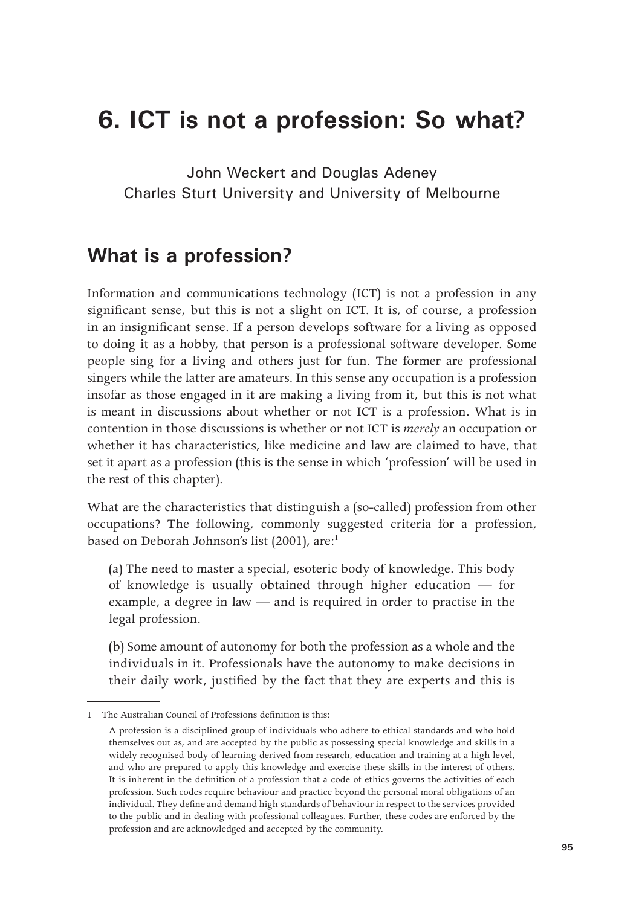# 6. ICT is not a profession: So what?

John Weckert and Douglas Adeney
Charles Sturt University and University of Melbourne

## What is a profession?

Information and communications technology (ICT) is not a profession in any significant sense, but this is not a slight on ICT. It is, of course, a profession in an insignificant sense. If a person develops software for a living as opposed to doing it as a hobby, that person is a professional software developer. Some people sing for a living and others just for fun. The former are professional singers while the latter are amateurs. In this sense any occupation is a profession insofar as those engaged in it are making a living from it, but this is not what is meant in discussions about whether or not ICT is a profession. What is in contention in those discussions is whether or not ICT is *merely* an occupation or whether it has characteristics, like medicine and law are claimed to have, that set it apart as a profession (this is the sense in which 'profession' will be used in the rest of this chapter).

What are the characteristics that distinguish a (so-called) profession from other occupations? The following, commonly suggested criteria for a profession, based on Deborah Johnson's list (2001), are:[1]

> (a) The need to master a special, esoteric body of knowledge. This body of knowledge is usually obtained through higher education — for example, a degree in law — and is required in order to practise in the legal profession.
>
> (b) Some amount of autonomy for both the profession as a whole and the individuals in it. Professionals have the autonomy to make decisions in their daily work, justified by the fact that they are experts and this is

---

1 The Australian Council of Professions definition is this:

A profession is a disciplined group of individuals who adhere to ethical standards and who hold themselves out as, and are accepted by the public as possessing special knowledge and skills in a widely recognised body of learning derived from research, education and training at a high level, and who are prepared to apply this knowledge and exercise these skills in the interest of others. It is inherent in the definition of a profession that a code of ethics governs the activities of each profession. Such codes require behaviour and practice beyond the personal moral obligations of an individual. They define and demand high standards of behaviour in respect to the services provided to the public and in dealing with professional colleagues. Further, these codes are enforced by the profession and are acknowledged and accepted by the community.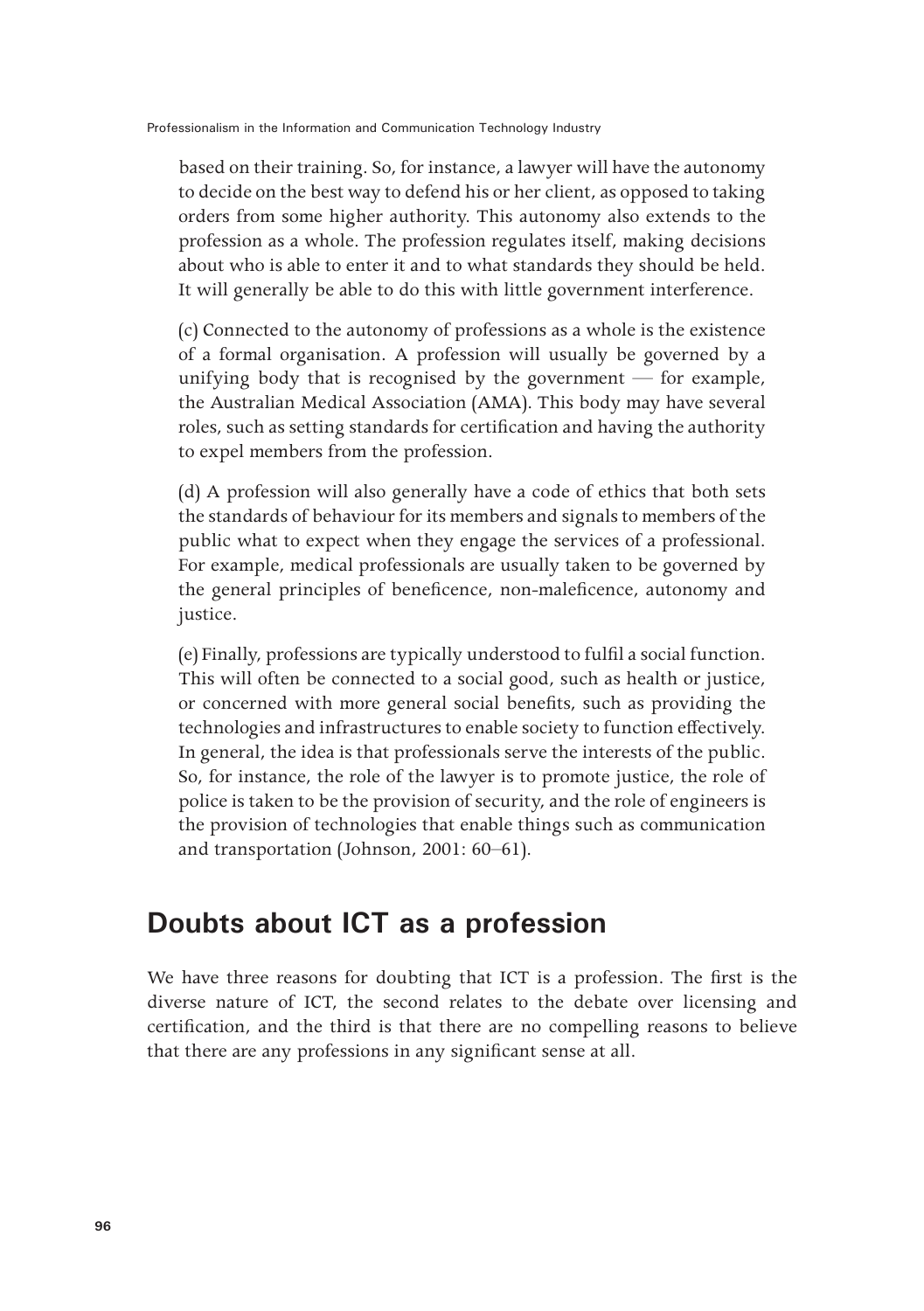based on their training. So, for instance, a lawyer will have the autonomy to decide on the best way to defend his or her client, as opposed to taking orders from some higher authority. This autonomy also extends to the profession as a whole. The profession regulates itself, making decisions about who is able to enter it and to what standards they should be held. It will generally be able to do this with little government interference.

(c) Connected to the autonomy of professions as a whole is the existence of a formal organisation. A profession will usually be governed by a unifying body that is recognised by the government — for example, the Australian Medical Association (AMA). This body may have several roles, such as setting standards for certification and having the authority to expel members from the profession.

(d) A profession will also generally have a code of ethics that both sets the standards of behaviour for its members and signals to members of the public what to expect when they engage the services of a professional. For example, medical professionals are usually taken to be governed by the general principles of beneficence, non-maleficence, autonomy and justice.

(e) Finally, professions are typically understood to fulfil a social function. This will often be connected to a social good, such as health or justice, or concerned with more general social benefits, such as providing the technologies and infrastructures to enable society to function effectively. In general, the idea is that professionals serve the interests of the public. So, for instance, the role of the lawyer is to promote justice, the role of police is taken to be the provision of security, and the role of engineers is the provision of technologies that enable things such as communication and transportation (Johnson, 2001: 60–61).

## Doubts about ICT as a profession

We have three reasons for doubting that ICT is a profession. The first is the diverse nature of ICT, the second relates to the debate over licensing and certification, and the third is that there are no compelling reasons to believe that there are any professions in any significant sense at all.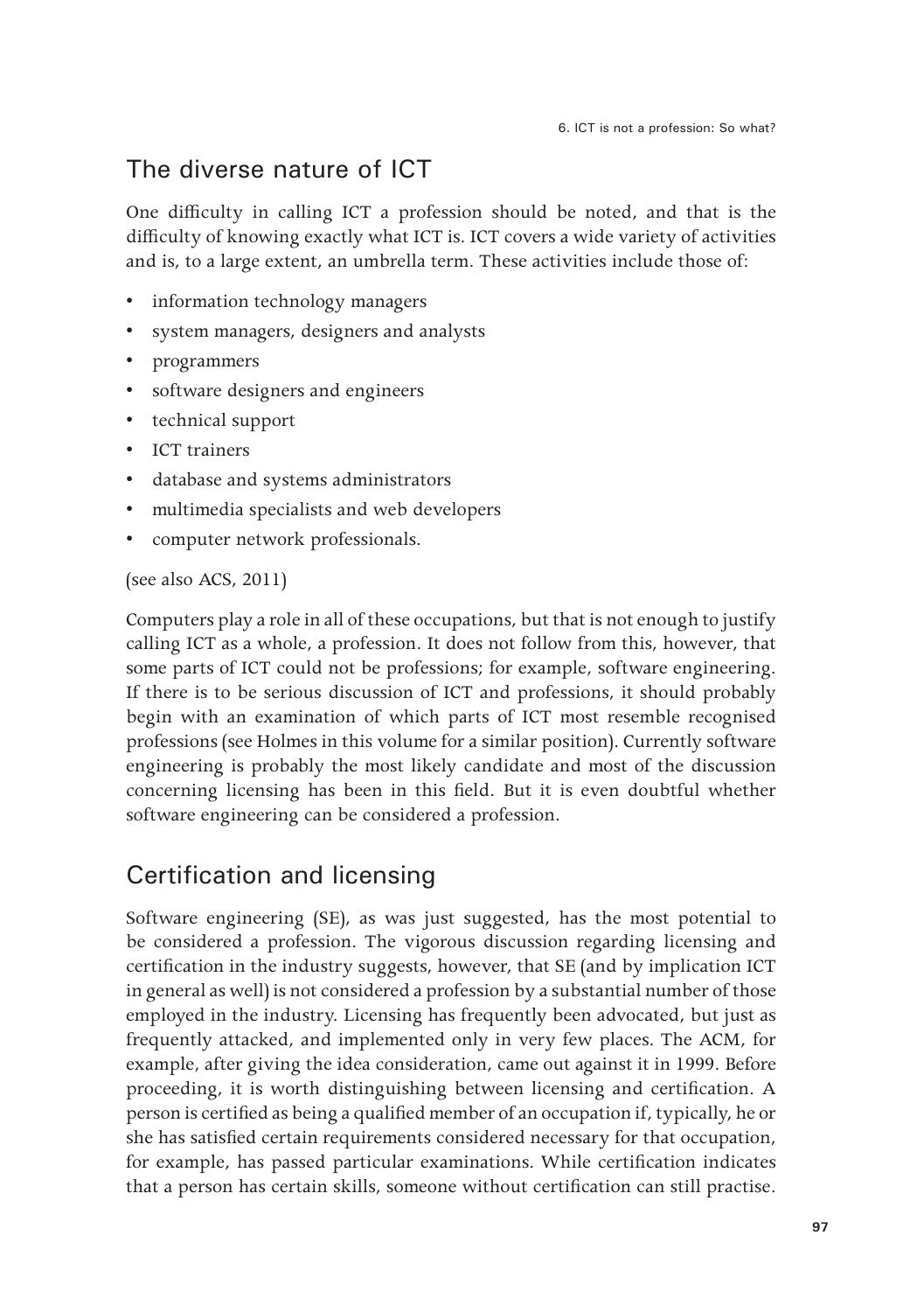## The diverse nature of ICT

One difficulty in calling ICT a profession should be noted, and that is the difficulty of knowing exactly what ICT is. ICT covers a wide variety of activities and is, to a large extent, an umbrella term. These activities include those of:

- information technology managers
- system managers, designers and analysts
- programmers
- software designers and engineers
- technical support
- ICT trainers
- database and systems administrators
- multimedia specialists and web developers
- computer network professionals.

(see also ACS, 2011)

Computers play a role in all of these occupations, but that is not enough to justify calling ICT as a whole, a profession. It does not follow from this, however, that some parts of ICT could not be professions; for example, software engineering. If there is to be serious discussion of ICT and professions, it should probably begin with an examination of which parts of ICT most resemble recognised professions (see Holmes in this volume for a similar position). Currently software engineering is probably the most likely candidate and most of the discussion concerning licensing has been in this field. But it is even doubtful whether software engineering can be considered a profession.

## Certification and licensing

Software engineering (SE), as was just suggested, has the most potential to be considered a profession. The vigorous discussion regarding licensing and certification in the industry suggests, however, that SE (and by implication ICT in general as well) is not considered a profession by a substantial number of those employed in the industry. Licensing has frequently been advocated, but just as frequently attacked, and implemented only in very few places. The ACM, for example, after giving the idea consideration, came out against it in 1999. Before proceeding, it is worth distinguishing between licensing and certification. A person is certified as being a qualified member of an occupation if, typically, he or she has satisfied certain requirements considered necessary for that occupation, for example, has passed particular examinations. While certification indicates that a person has certain skills, someone without certification can still practise.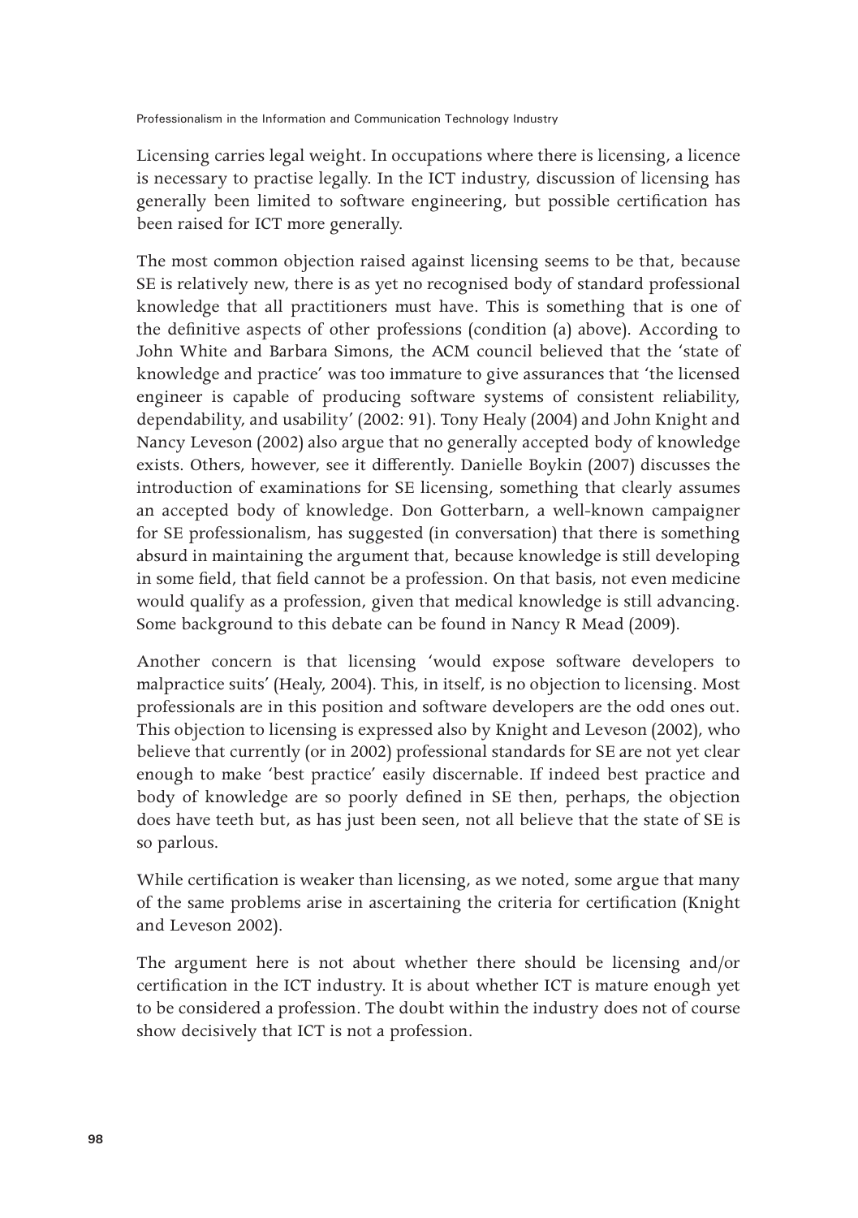Licensing carries legal weight. In occupations where there is licensing, a licence is necessary to practise legally. In the ICT industry, discussion of licensing has generally been limited to software engineering, but possible certification has been raised for ICT more generally.

The most common objection raised against licensing seems to be that, because SE is relatively new, there is as yet no recognised body of standard professional knowledge that all practitioners must have. This is something that is one of the definitive aspects of other professions (condition (a) above). According to John White and Barbara Simons, the ACM council believed that the 'state of knowledge and practice' was too immature to give assurances that 'the licensed engineer is capable of producing software systems of consistent reliability, dependability, and usability' (2002: 91). Tony Healy (2004) and John Knight and Nancy Leveson (2002) also argue that no generally accepted body of knowledge exists. Others, however, see it differently. Danielle Boykin (2007) discusses the introduction of examinations for SE licensing, something that clearly assumes an accepted body of knowledge. Don Gotterbarn, a well-known campaigner for SE professionalism, has suggested (in conversation) that there is something absurd in maintaining the argument that, because knowledge is still developing in some field, that field cannot be a profession. On that basis, not even medicine would qualify as a profession, given that medical knowledge is still advancing. Some background to this debate can be found in Nancy R Mead (2009).

Another concern is that licensing 'would expose software developers to malpractice suits' (Healy, 2004). This, in itself, is no objection to licensing. Most professionals are in this position and software developers are the odd ones out. This objection to licensing is expressed also by Knight and Leveson (2002), who believe that currently (or in 2002) professional standards for SE are not yet clear enough to make 'best practice' easily discernable. If indeed best practice and body of knowledge are so poorly defined in SE then, perhaps, the objection does have teeth but, as has just been seen, not all believe that the state of SE is so parlous.

While certification is weaker than licensing, as we noted, some argue that many of the same problems arise in ascertaining the criteria for certification (Knight and Leveson 2002).

The argument here is not about whether there should be licensing and/or certification in the ICT industry. It is about whether ICT is mature enough yet to be considered a profession. The doubt within the industry does not of course show decisively that ICT is not a profession.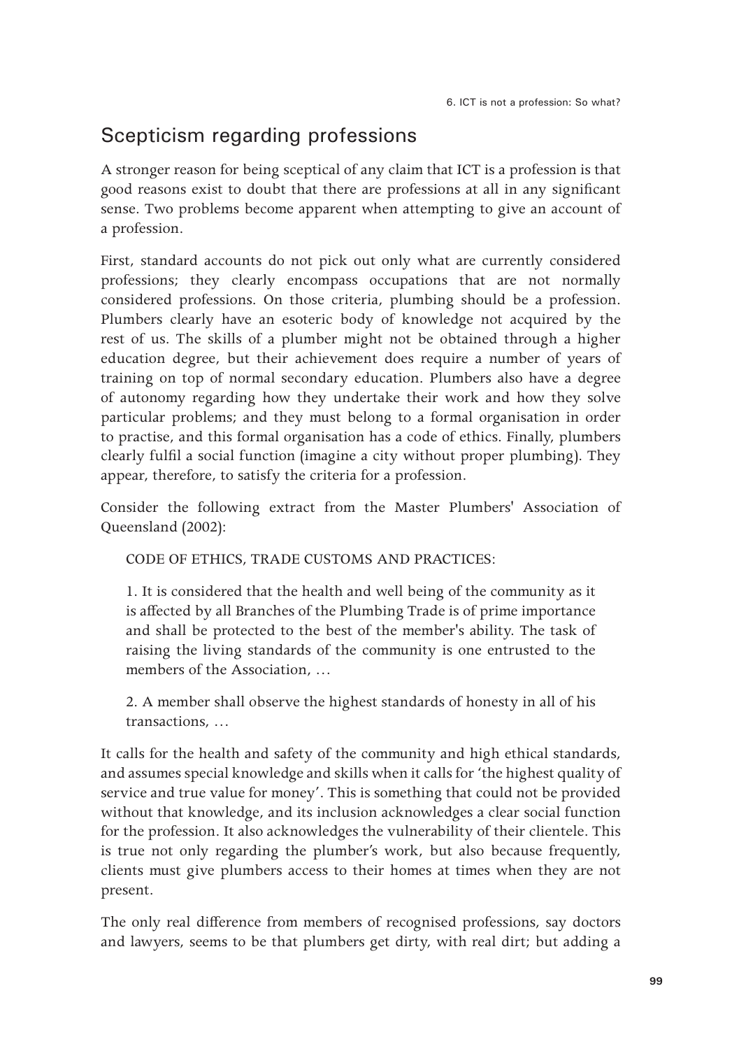## Scepticism regarding professions

A stronger reason for being sceptical of any claim that ICT is a profession is that good reasons exist to doubt that there are professions at all in any significant sense. Two problems become apparent when attempting to give an account of a profession.

First, standard accounts do not pick out only what are currently considered professions; they clearly encompass occupations that are not normally considered professions. On those criteria, plumbing should be a profession. Plumbers clearly have an esoteric body of knowledge not acquired by the rest of us. The skills of a plumber might not be obtained through a higher education degree, but their achievement does require a number of years of training on top of normal secondary education. Plumbers also have a degree of autonomy regarding how they undertake their work and how they solve particular problems; and they must belong to a formal organisation in order to practise, and this formal organisation has a code of ethics. Finally, plumbers clearly fulfil a social function (imagine a city without proper plumbing). They appear, therefore, to satisfy the criteria for a profession.

Consider the following extract from the Master Plumbers' Association of Queensland (2002):

> CODE OF ETHICS, TRADE CUSTOMS AND PRACTICES:
>
> 1. It is considered that the health and well being of the community as it is affected by all Branches of the Plumbing Trade is of prime importance and shall be protected to the best of the member's ability. The task of raising the living standards of the community is one entrusted to the members of the Association, …
>
> 2. A member shall observe the highest standards of honesty in all of his transactions, …

It calls for the health and safety of the community and high ethical standards, and assumes special knowledge and skills when it calls for 'the highest quality of service and true value for money'. This is something that could not be provided without that knowledge, and its inclusion acknowledges a clear social function for the profession. It also acknowledges the vulnerability of their clientele. This is true not only regarding the plumber's work, but also because frequently, clients must give plumbers access to their homes at times when they are not present.

The only real difference from members of recognised professions, say doctors and lawyers, seems to be that plumbers get dirty, with real dirt; but adding a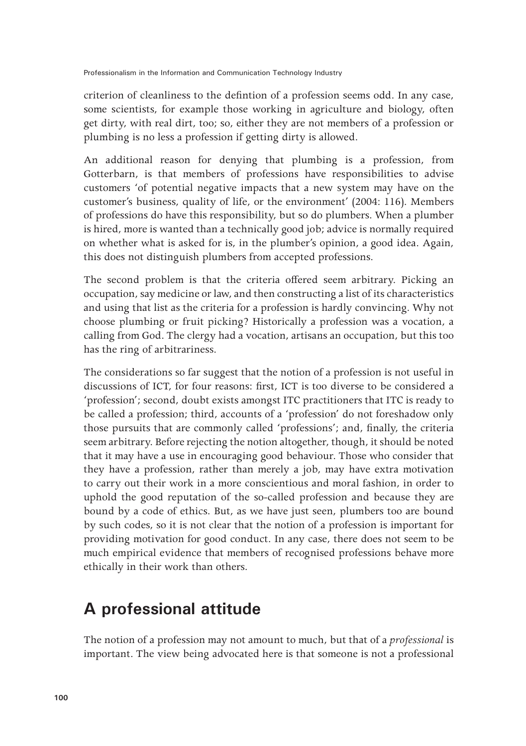criterion of cleanliness to the defintion of a profession seems odd. In any case, some scientists, for example those working in agriculture and biology, often get dirty, with real dirt, too; so, either they are not members of a profession or plumbing is no less a profession if getting dirty is allowed.

An additional reason for denying that plumbing is a profession, from Gotterbarn, is that members of professions have responsibilities to advise customers 'of potential negative impacts that a new system may have on the customer's business, quality of life, or the environment' (2004: 116). Members of professions do have this responsibility, but so do plumbers. When a plumber is hired, more is wanted than a technically good job; advice is normally required on whether what is asked for is, in the plumber's opinion, a good idea. Again, this does not distinguish plumbers from accepted professions.

The second problem is that the criteria offered seem arbitrary. Picking an occupation, say medicine or law, and then constructing a list of its characteristics and using that list as the criteria for a profession is hardly convincing. Why not choose plumbing or fruit picking? Historically a profession was a vocation, a calling from God. The clergy had a vocation, artisans an occupation, but this too has the ring of arbitrariness.

The considerations so far suggest that the notion of a profession is not useful in discussions of ICT, for four reasons: first, ICT is too diverse to be considered a 'profession'; second, doubt exists amongst ITC practitioners that ITC is ready to be called a profession; third, accounts of a 'profession' do not foreshadow only those pursuits that are commonly called 'professions'; and, finally, the criteria seem arbitrary. Before rejecting the notion altogether, though, it should be noted that it may have a use in encouraging good behaviour. Those who consider that they have a profession, rather than merely a job, may have extra motivation to carry out their work in a more conscientious and moral fashion, in order to uphold the good reputation of the so-called profession and because they are bound by a code of ethics. But, as we have just seen, plumbers too are bound by such codes, so it is not clear that the notion of a profession is important for providing motivation for good conduct. In any case, there does not seem to be much empirical evidence that members of recognised professions behave more ethically in their work than others.

## A professional attitude

The notion of a profession may not amount to much, but that of a *professional* is important. The view being advocated here is that someone is not a professional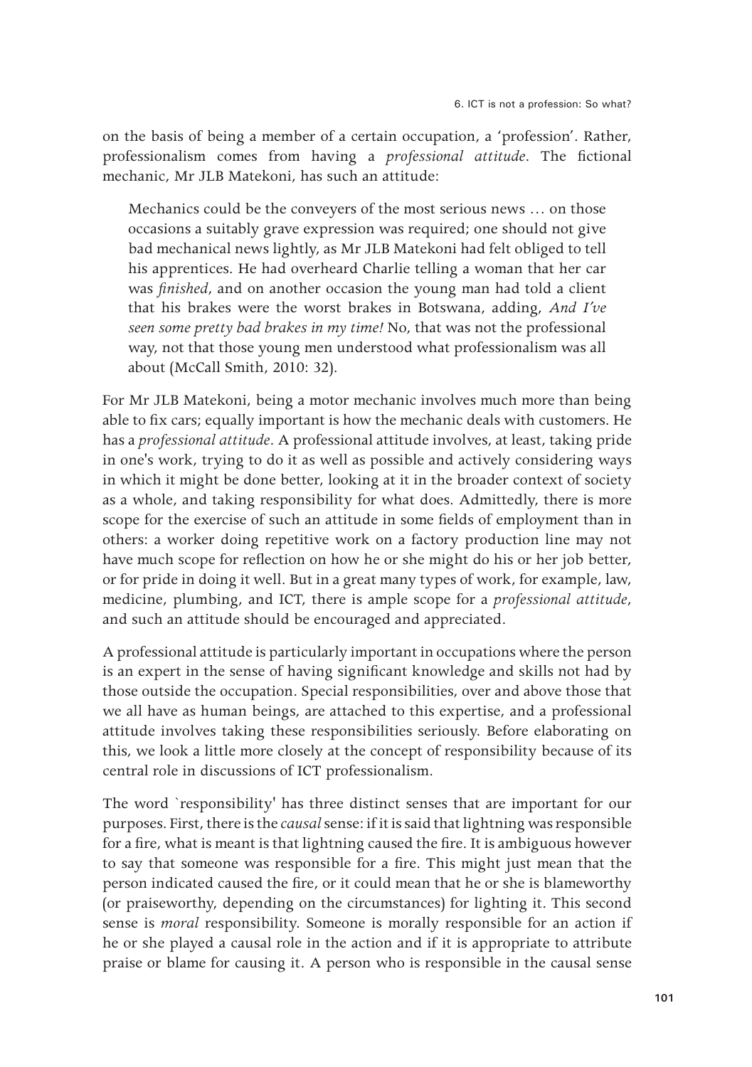on the basis of being a member of a certain occupation, a 'profession'. Rather, professionalism comes from having a *professional attitude*. The fictional mechanic, Mr JLB Matekoni, has such an attitude:

> Mechanics could be the conveyers of the most serious news … on those occasions a suitably grave expression was required; one should not give bad mechanical news lightly, as Mr JLB Matekoni had felt obliged to tell his apprentices. He had overheard Charlie telling a woman that her car was *finished*, and on another occasion the young man had told a client that his brakes were the worst brakes in Botswana, adding, *And I've seen some pretty bad brakes in my time!* No, that was not the professional way, not that those young men understood what professionalism was all about (McCall Smith, 2010: 32).

For Mr JLB Matekoni, being a motor mechanic involves much more than being able to fix cars; equally important is how the mechanic deals with customers. He has a *professional attitude*. A professional attitude involves, at least, taking pride in one's work, trying to do it as well as possible and actively considering ways in which it might be done better, looking at it in the broader context of society as a whole, and taking responsibility for what does. Admittedly, there is more scope for the exercise of such an attitude in some fields of employment than in others: a worker doing repetitive work on a factory production line may not have much scope for reflection on how he or she might do his or her job better, or for pride in doing it well. But in a great many types of work, for example, law, medicine, plumbing, and ICT, there is ample scope for a *professional attitude*, and such an attitude should be encouraged and appreciated.

A professional attitude is particularly important in occupations where the person is an expert in the sense of having significant knowledge and skills not had by those outside the occupation. Special responsibilities, over and above those that we all have as human beings, are attached to this expertise, and a professional attitude involves taking these responsibilities seriously. Before elaborating on this, we look a little more closely at the concept of responsibility because of its central role in discussions of ICT professionalism.

The word `responsibility' has three distinct senses that are important for our purposes. First, there is the *causal* sense: if it is said that lightning was responsible for a fire, what is meant is that lightning caused the fire. It is ambiguous however to say that someone was responsible for a fire. This might just mean that the person indicated caused the fire, or it could mean that he or she is blameworthy (or praiseworthy, depending on the circumstances) for lighting it. This second sense is *moral* responsibility. Someone is morally responsible for an action if he or she played a causal role in the action and if it is appropriate to attribute praise or blame for causing it. A person who is responsible in the causal sense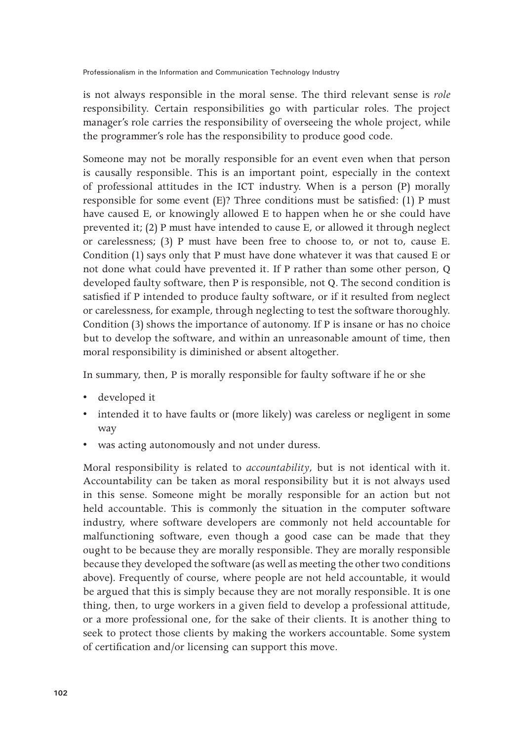is not always responsible in the moral sense. The third relevant sense is *role* responsibility. Certain responsibilities go with particular roles. The project manager's role carries the responsibility of overseeing the whole project, while the programmer's role has the responsibility to produce good code.

Someone may not be morally responsible for an event even when that person is causally responsible. This is an important point, especially in the context of professional attitudes in the ICT industry. When is a person (P) morally responsible for some event (E)? Three conditions must be satisfied: (1) P must have caused E, or knowingly allowed E to happen when he or she could have prevented it; (2) P must have intended to cause E, or allowed it through neglect or carelessness; (3) P must have been free to choose to, or not to, cause E. Condition (1) says only that P must have done whatever it was that caused E or not done what could have prevented it. If P rather than some other person, Q developed faulty software, then P is responsible, not Q. The second condition is satisfied if P intended to produce faulty software, or if it resulted from neglect or carelessness, for example, through neglecting to test the software thoroughly. Condition (3) shows the importance of autonomy. If P is insane or has no choice but to develop the software, and within an unreasonable amount of time, then moral responsibility is diminished or absent altogether.

In summary, then, P is morally responsible for faulty software if he or she

- developed it
- intended it to have faults or (more likely) was careless or negligent in some way
- was acting autonomously and not under duress.

Moral responsibility is related to *accountability*, but is not identical with it. Accountability can be taken as moral responsibility but it is not always used in this sense. Someone might be morally responsible for an action but not held accountable. This is commonly the situation in the computer software industry, where software developers are commonly not held accountable for malfunctioning software, even though a good case can be made that they ought to be because they are morally responsible. They are morally responsible because they developed the software (as well as meeting the other two conditions above). Frequently of course, where people are not held accountable, it would be argued that this is simply because they are not morally responsible. It is one thing, then, to urge workers in a given field to develop a professional attitude, or a more professional one, for the sake of their clients. It is another thing to seek to protect those clients by making the workers accountable. Some system of certification and/or licensing can support this move.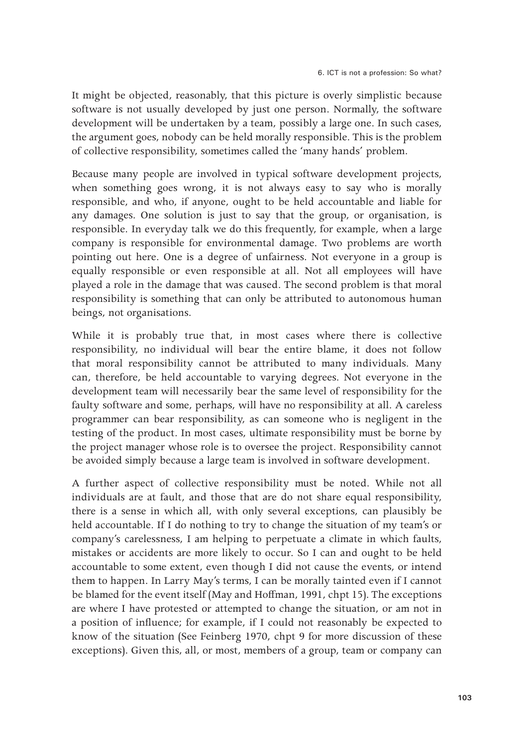It might be objected, reasonably, that this picture is overly simplistic because software is not usually developed by just one person. Normally, the software development will be undertaken by a team, possibly a large one. In such cases, the argument goes, nobody can be held morally responsible. This is the problem of collective responsibility, sometimes called the 'many hands' problem.

Because many people are involved in typical software development projects, when something goes wrong, it is not always easy to say who is morally responsible, and who, if anyone, ought to be held accountable and liable for any damages. One solution is just to say that the group, or organisation, is responsible. In everyday talk we do this frequently, for example, when a large company is responsible for environmental damage. Two problems are worth pointing out here. One is a degree of unfairness. Not everyone in a group is equally responsible or even responsible at all. Not all employees will have played a role in the damage that was caused. The second problem is that moral responsibility is something that can only be attributed to autonomous human beings, not organisations.

While it is probably true that, in most cases where there is collective responsibility, no individual will bear the entire blame, it does not follow that moral responsibility cannot be attributed to many individuals. Many can, therefore, be held accountable to varying degrees. Not everyone in the development team will necessarily bear the same level of responsibility for the faulty software and some, perhaps, will have no responsibility at all. A careless programmer can bear responsibility, as can someone who is negligent in the testing of the product. In most cases, ultimate responsibility must be borne by the project manager whose role is to oversee the project. Responsibility cannot be avoided simply because a large team is involved in software development.

A further aspect of collective responsibility must be noted. While not all individuals are at fault, and those that are do not share equal responsibility, there is a sense in which all, with only several exceptions, can plausibly be held accountable. If I do nothing to try to change the situation of my team's or company's carelessness, I am helping to perpetuate a climate in which faults, mistakes or accidents are more likely to occur. So I can and ought to be held accountable to some extent, even though I did not cause the events, or intend them to happen. In Larry May's terms, I can be morally tainted even if I cannot be blamed for the event itself (May and Hoffman, 1991, chpt 15). The exceptions are where I have protested or attempted to change the situation, or am not in a position of influence; for example, if I could not reasonably be expected to know of the situation (See Feinberg 1970, chpt 9 for more discussion of these exceptions). Given this, all, or most, members of a group, team or company can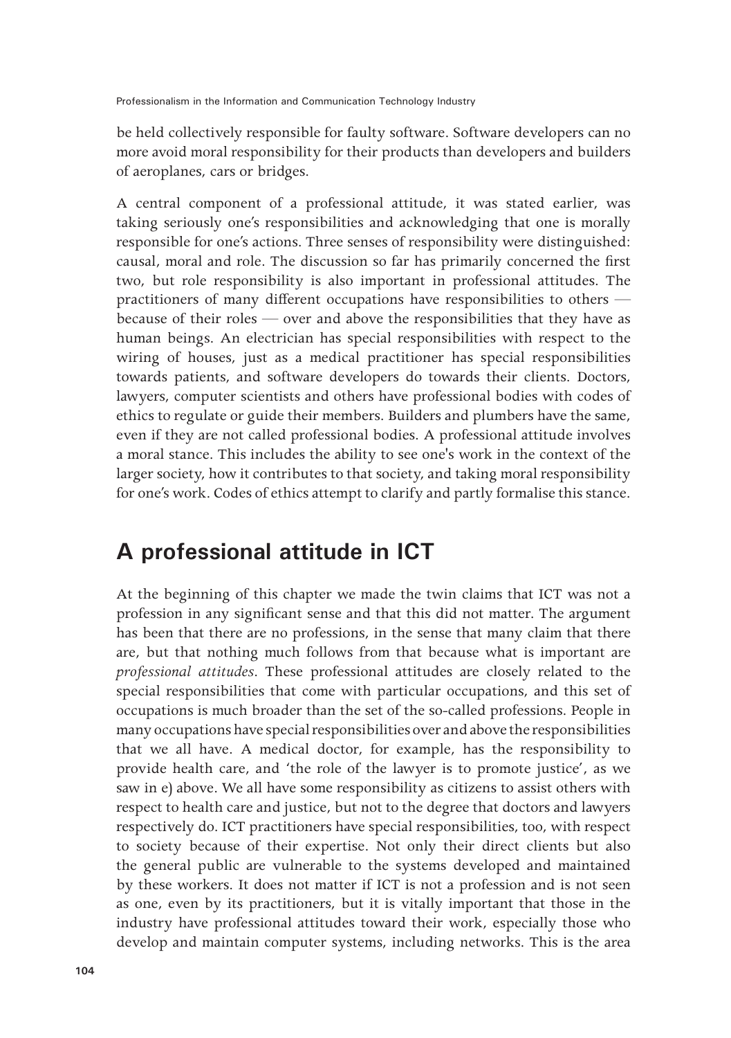be held collectively responsible for faulty software. Software developers can no more avoid moral responsibility for their products than developers and builders of aeroplanes, cars or bridges.

A central component of a professional attitude, it was stated earlier, was taking seriously one's responsibilities and acknowledging that one is morally responsible for one's actions. Three senses of responsibility were distinguished: causal, moral and role. The discussion so far has primarily concerned the first two, but role responsibility is also important in professional attitudes. The practitioners of many different occupations have responsibilities to others — because of their roles — over and above the responsibilities that they have as human beings. An electrician has special responsibilities with respect to the wiring of houses, just as a medical practitioner has special responsibilities towards patients, and software developers do towards their clients. Doctors, lawyers, computer scientists and others have professional bodies with codes of ethics to regulate or guide their members. Builders and plumbers have the same, even if they are not called professional bodies. A professional attitude involves a moral stance. This includes the ability to see one's work in the context of the larger society, how it contributes to that society, and taking moral responsibility for one's work. Codes of ethics attempt to clarify and partly formalise this stance.

## A professional attitude in ICT

At the beginning of this chapter we made the twin claims that ICT was not a profession in any significant sense and that this did not matter. The argument has been that there are no professions, in the sense that many claim that there are, but that nothing much follows from that because what is important are *professional attitudes*. These professional attitudes are closely related to the special responsibilities that come with particular occupations, and this set of occupations is much broader than the set of the so-called professions. People in many occupations have special responsibilities over and above the responsibilities that we all have. A medical doctor, for example, has the responsibility to provide health care, and 'the role of the lawyer is to promote justice', as we saw in e) above. We all have some responsibility as citizens to assist others with respect to health care and justice, but not to the degree that doctors and lawyers respectively do. ICT practitioners have special responsibilities, too, with respect to society because of their expertise. Not only their direct clients but also the general public are vulnerable to the systems developed and maintained by these workers. It does not matter if ICT is not a profession and is not seen as one, even by its practitioners, but it is vitally important that those in the industry have professional attitudes toward their work, especially those who develop and maintain computer systems, including networks. This is the area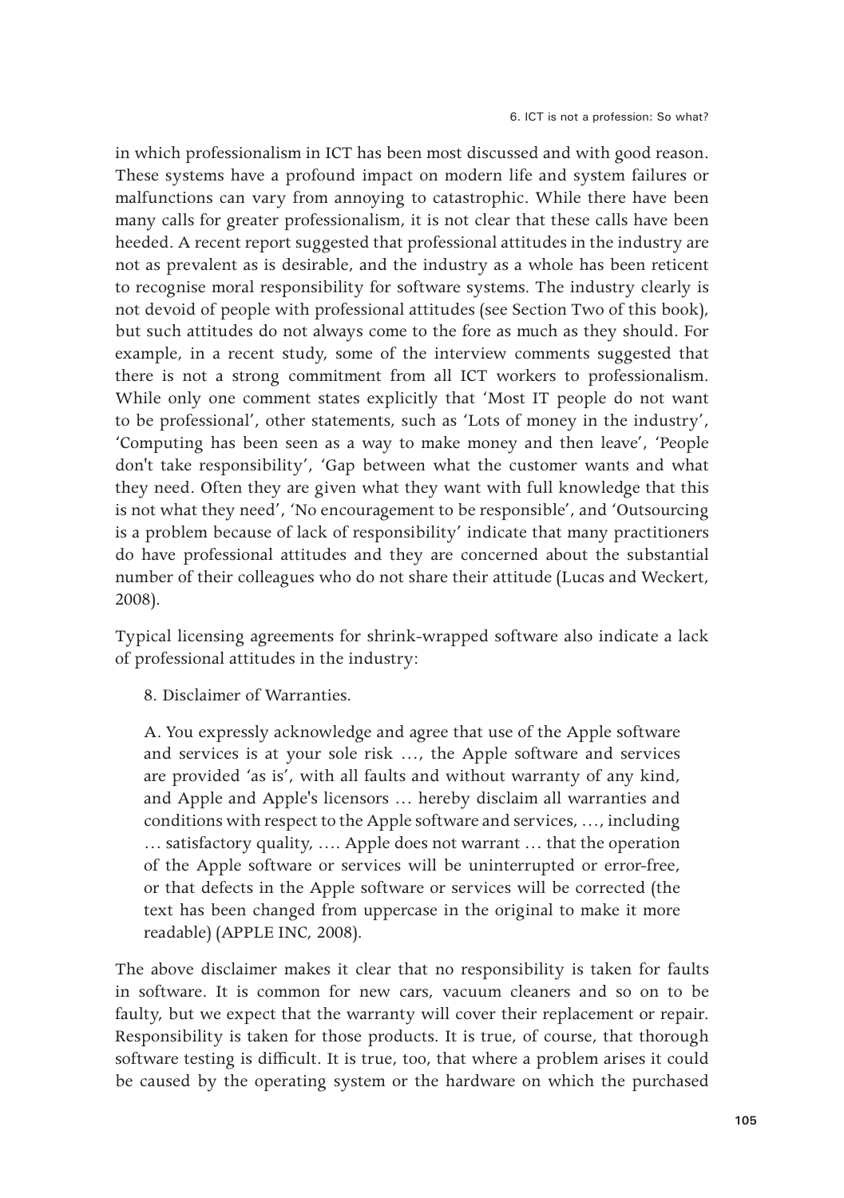in which professionalism in ICT has been most discussed and with good reason. These systems have a profound impact on modern life and system failures or malfunctions can vary from annoying to catastrophic. While there have been many calls for greater professionalism, it is not clear that these calls have been heeded. A recent report suggested that professional attitudes in the industry are not as prevalent as is desirable, and the industry as a whole has been reticent to recognise moral responsibility for software systems. The industry clearly is not devoid of people with professional attitudes (see Section Two of this book), but such attitudes do not always come to the fore as much as they should. For example, in a recent study, some of the interview comments suggested that there is not a strong commitment from all ICT workers to professionalism. While only one comment states explicitly that 'Most IT people do not want to be professional', other statements, such as 'Lots of money in the industry', 'Computing has been seen as a way to make money and then leave', 'People don't take responsibility', 'Gap between what the customer wants and what they need. Often they are given what they want with full knowledge that this is not what they need', 'No encouragement to be responsible', and 'Outsourcing is a problem because of lack of responsibility' indicate that many practitioners do have professional attitudes and they are concerned about the substantial number of their colleagues who do not share their attitude (Lucas and Weckert, 2008).

Typical licensing agreements for shrink-wrapped software also indicate a lack of professional attitudes in the industry:

> 8. Disclaimer of Warranties.
>
> A. You expressly acknowledge and agree that use of the Apple software and services is at your sole risk …, the Apple software and services are provided 'as is', with all faults and without warranty of any kind, and Apple and Apple's licensors … hereby disclaim all warranties and conditions with respect to the Apple software and services, …, including … satisfactory quality, …. Apple does not warrant … that the operation of the Apple software or services will be uninterrupted or error-free, or that defects in the Apple software or services will be corrected (the text has been changed from uppercase in the original to make it more readable) (APPLE INC, 2008).

The above disclaimer makes it clear that no responsibility is taken for faults in software. It is common for new cars, vacuum cleaners and so on to be faulty, but we expect that the warranty will cover their replacement or repair. Responsibility is taken for those products. It is true, of course, that thorough software testing is difficult. It is true, too, that where a problem arises it could be caused by the operating system or the hardware on which the purchased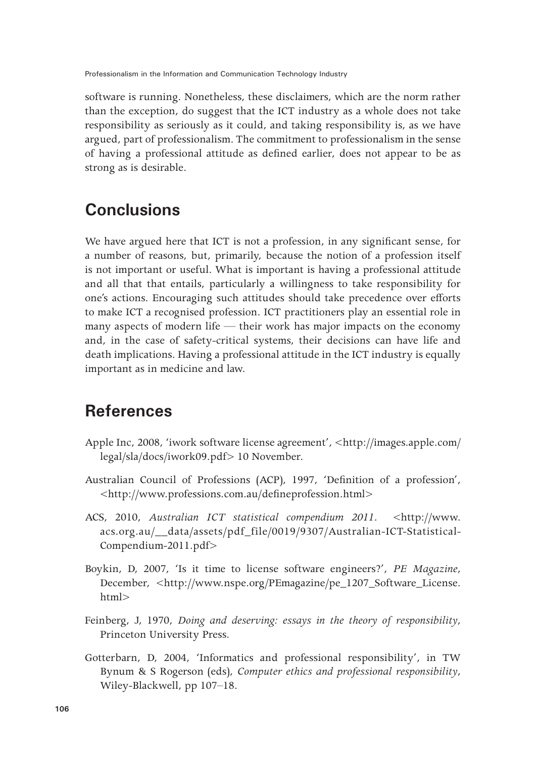software is running. Nonetheless, these disclaimers, which are the norm rather than the exception, do suggest that the ICT industry as a whole does not take responsibility as seriously as it could, and taking responsibility is, as we have argued, part of professionalism. The commitment to professionalism in the sense of having a professional attitude as defined earlier, does not appear to be as strong as is desirable.

## Conclusions

We have argued here that ICT is not a profession, in any significant sense, for a number of reasons, but, primarily, because the notion of a profession itself is not important or useful. What is important is having a professional attitude and all that that entails, particularly a willingness to take responsibility for one's actions. Encouraging such attitudes should take precedence over efforts to make ICT a recognised profession. ICT practitioners play an essential role in many aspects of modern life — their work has major impacts on the economy and, in the case of safety-critical systems, their decisions can have life and death implications. Having a professional attitude in the ICT industry is equally important as in medicine and law.

## References

Apple Inc, 2008, 'iwork software license agreement', <http://images.apple.com/legal/sla/docs/iwork09.pdf> 10 November.

Australian Council of Professions (ACP), 1997, 'Definition of a profession', <http://www.professions.com.au/defineprofession.html>

ACS, 2010, *Australian ICT statistical compendium 2011*. <http://www.acs.org.au/__data/assets/pdf_file/0019/9307/Australian-ICT-Statistical-Compendium-2011.pdf>

Boykin, D, 2007, 'Is it time to license software engineers?', *PE Magazine*, December, <http://www.nspe.org/PEmagazine/pe_1207_Software_License.html>

Feinberg, J, 1970, *Doing and deserving: essays in the theory of responsibility*, Princeton University Press.

Gotterbarn, D, 2004, 'Informatics and professional responsibility', in TW Bynum & S Rogerson (eds), *Computer ethics and professional responsibility*, Wiley-Blackwell, pp 107–18.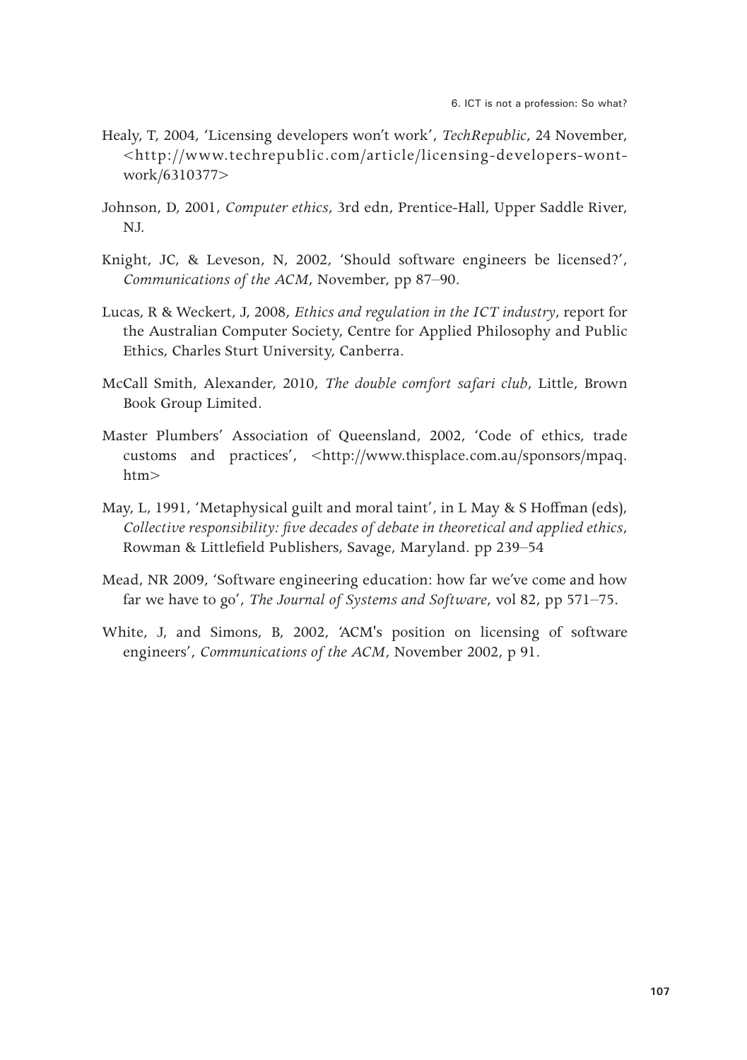Healy, T, 2004, 'Licensing developers won't work', *TechRepublic*, 24 November, <http://www.techrepublic.com/article/licensing-developers-wont-work/6310377>

Johnson, D, 2001, *Computer ethics*, 3rd edn, Prentice-Hall, Upper Saddle River, NJ.

Knight, JC, & Leveson, N, 2002, 'Should software engineers be licensed?', *Communications of the ACM*, November, pp 87–90.

Lucas, R & Weckert, J, 2008, *Ethics and regulation in the ICT industry*, report for the Australian Computer Society, Centre for Applied Philosophy and Public Ethics, Charles Sturt University, Canberra.

McCall Smith, Alexander, 2010, *The double comfort safari club*, Little, Brown Book Group Limited.

Master Plumbers' Association of Queensland, 2002, 'Code of ethics, trade customs and practices', <http://www.thisplace.com.au/sponsors/mpaq.htm>

May, L, 1991, 'Metaphysical guilt and moral taint', in L May & S Hoffman (eds), *Collective responsibility: five decades of debate in theoretical and applied ethics*, Rowman & Littlefield Publishers, Savage, Maryland. pp 239–54

Mead, NR 2009, 'Software engineering education: how far we've come and how far we have to go', *The Journal of Systems and Software*, vol 82, pp 571–75.

White, J, and Simons, B, 2002, 'ACM's position on licensing of software engineers', *Communications of the ACM*, November 2002, p 91.